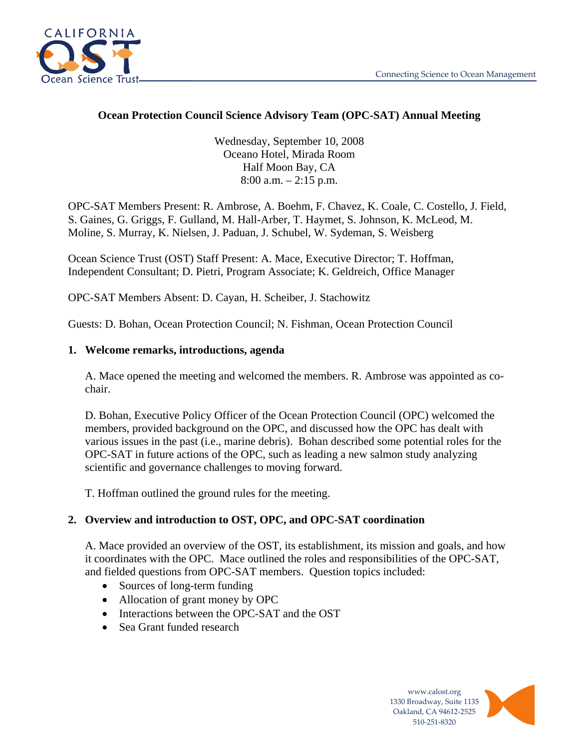# Ocean Protection Council Science Advisory Team (OPC-SAT) Annual Meeting

Wednesday, September 10, 2008
Oceano Hotel, Mirada Room
Half Moon Bay, CA
8:00 a.m. – 2:15 p.m.

OPC-SAT Members Present: R. Ambrose, A. Boehm, F. Chavez, K. Coale, C. Costello, J. Field, S. Gaines, G. Griggs, F. Gulland, M. Hall-Arber, T. Haymet, S. Johnson, K. McLeod, M. Moline, S. Murray, K. Nielsen, J. Paduan, J. Schubel, W. Sydeman, S. Weisberg

Ocean Science Trust (OST) Staff Present: A. Mace, Executive Director; T. Hoffman, Independent Consultant; D. Pietri, Program Associate; K. Geldreich, Office Manager

OPC-SAT Members Absent: D. Cayan, H. Scheiber, J. Stachowitz

Guests: D. Bohan, Ocean Protection Council; N. Fishman, Ocean Protection Council

## 1. Welcome remarks, introductions, agenda

A. Mace opened the meeting and welcomed the members. R. Ambrose was appointed as co-chair.

D. Bohan, Executive Policy Officer of the Ocean Protection Council (OPC) welcomed the members, provided background on the OPC, and discussed how the OPC has dealt with various issues in the past (i.e., marine debris). Bohan described some potential roles for the OPC-SAT in future actions of the OPC, such as leading a new salmon study analyzing scientific and governance challenges to moving forward.

T. Hoffman outlined the ground rules for the meeting.

## 2. Overview and introduction to OST, OPC, and OPC-SAT coordination

A. Mace provided an overview of the OST, its establishment, its mission and goals, and how it coordinates with the OPC. Mace outlined the roles and responsibilities of the OPC-SAT, and fielded questions from OPC-SAT members. Question topics included:

- Sources of long-term funding
- Allocation of grant money by OPC
- Interactions between the OPC-SAT and the OST
- Sea Grant funded research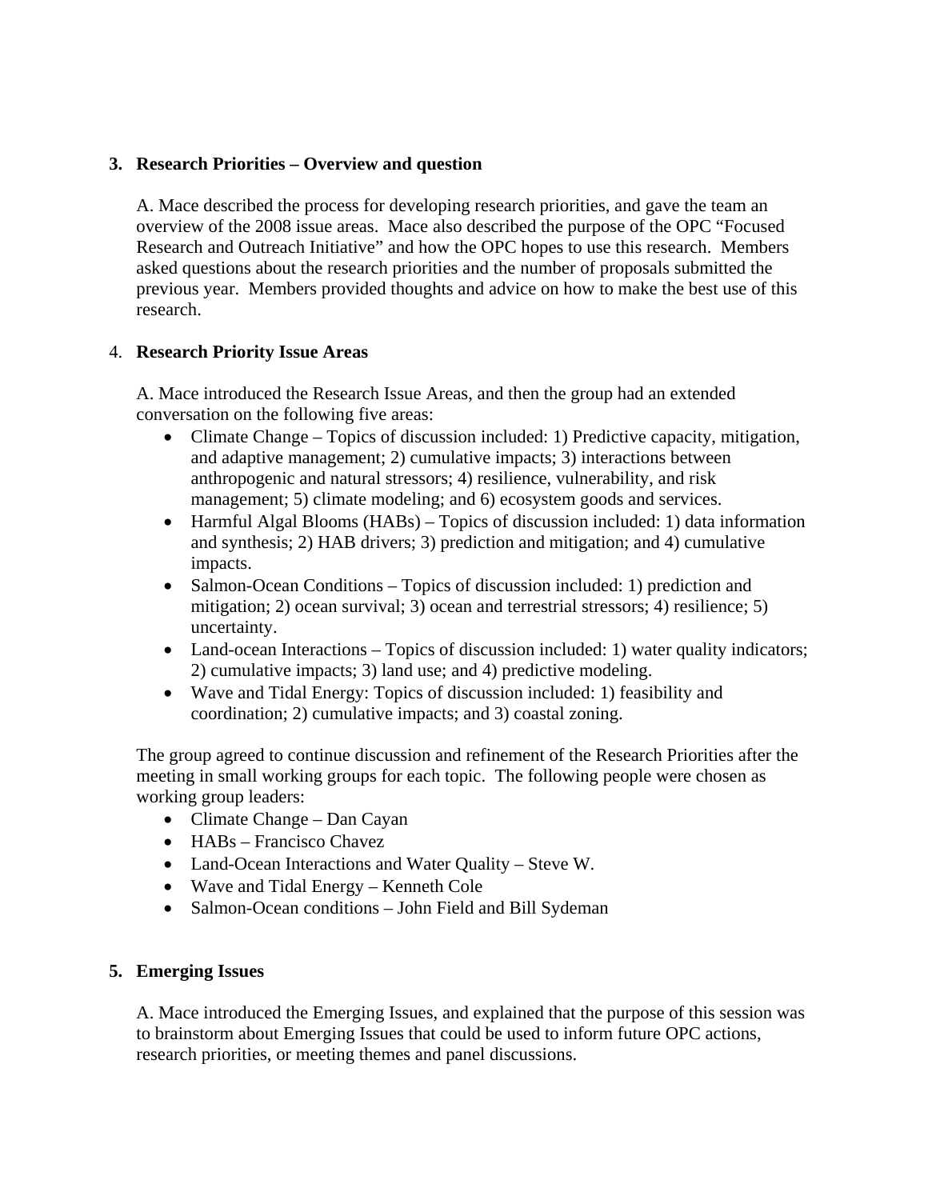**3. Research Priorities – Overview and question**

A. Mace described the process for developing research priorities, and gave the team an overview of the 2008 issue areas. Mace also described the purpose of the OPC "Focused Research and Outreach Initiative" and how the OPC hopes to use this research. Members asked questions about the research priorities and the number of proposals submitted the previous year. Members provided thoughts and advice on how to make the best use of this research.

4. **Research Priority Issue Areas**

A. Mace introduced the Research Issue Areas, and then the group had an extended conversation on the following five areas:

- Climate Change – Topics of discussion included: 1) Predictive capacity, mitigation, and adaptive management; 2) cumulative impacts; 3) interactions between anthropogenic and natural stressors; 4) resilience, vulnerability, and risk management; 5) climate modeling; and 6) ecosystem goods and services.
- Harmful Algal Blooms (HABs) – Topics of discussion included: 1) data information and synthesis; 2) HAB drivers; 3) prediction and mitigation; and 4) cumulative impacts.
- Salmon-Ocean Conditions – Topics of discussion included: 1) prediction and mitigation; 2) ocean survival; 3) ocean and terrestrial stressors; 4) resilience; 5) uncertainty.
- Land-ocean Interactions – Topics of discussion included: 1) water quality indicators; 2) cumulative impacts; 3) land use; and 4) predictive modeling.
- Wave and Tidal Energy: Topics of discussion included: 1) feasibility and coordination; 2) cumulative impacts; and 3) coastal zoning.

The group agreed to continue discussion and refinement of the Research Priorities after the meeting in small working groups for each topic. The following people were chosen as working group leaders:

- Climate Change – Dan Cayan
- HABs – Francisco Chavez
- Land-Ocean Interactions and Water Quality – Steve W.
- Wave and Tidal Energy – Kenneth Cole
- Salmon-Ocean conditions – John Field and Bill Sydeman

**5. Emerging Issues**

A. Mace introduced the Emerging Issues, and explained that the purpose of this session was to brainstorm about Emerging Issues that could be used to inform future OPC actions, research priorities, or meeting themes and panel discussions.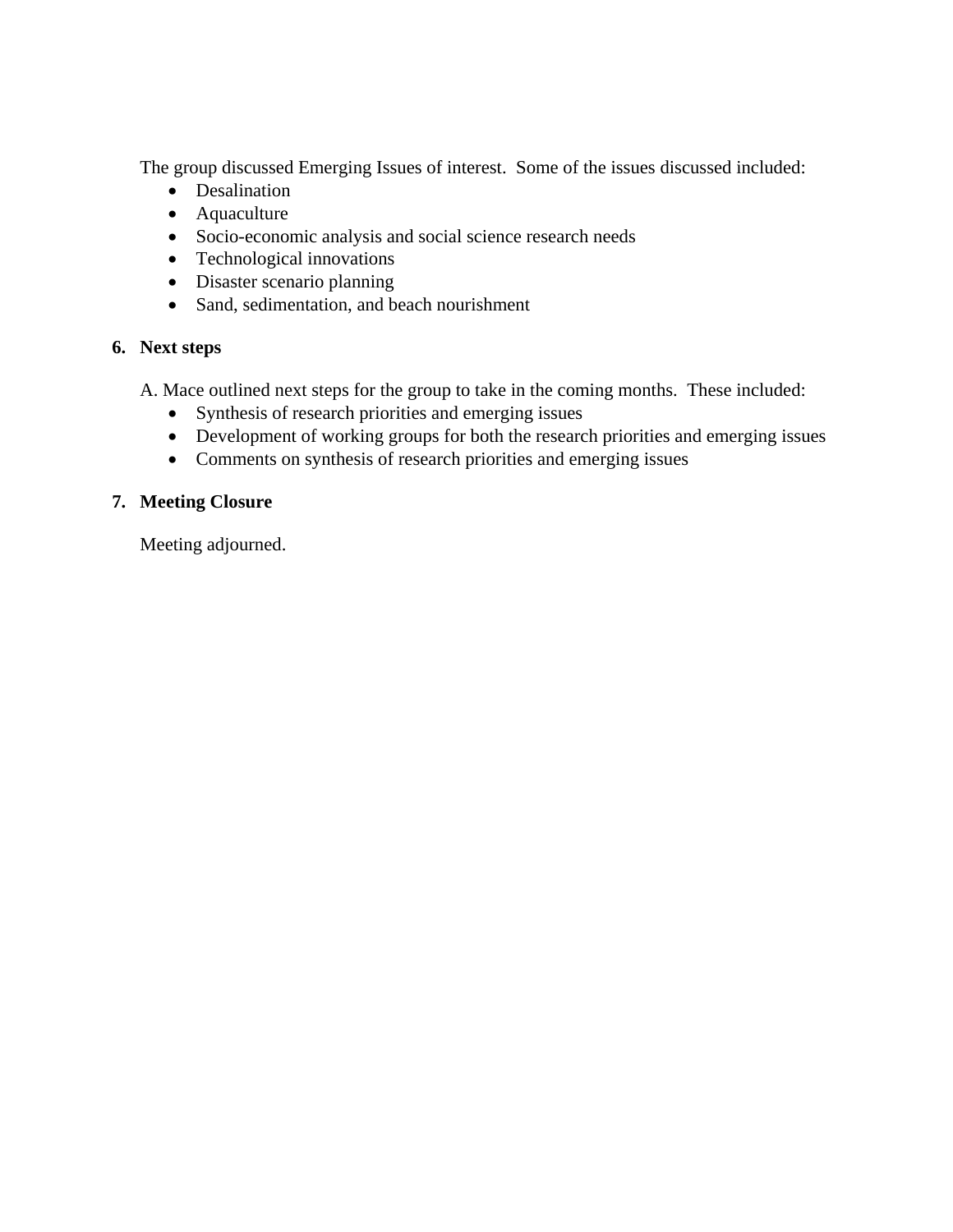The group discussed Emerging Issues of interest.  Some of the issues discussed included:

- Desalination
- Aquaculture
- Socio-economic analysis and social science research needs
- Technological innovations
- Disaster scenario planning
- Sand, sedimentation, and beach nourishment

**6. Next steps**

A. Mace outlined next steps for the group to take in the coming months.  These included:

- Synthesis of research priorities and emerging issues
- Development of working groups for both the research priorities and emerging issues
- Comments on synthesis of research priorities and emerging issues

**7. Meeting Closure**

Meeting adjourned.